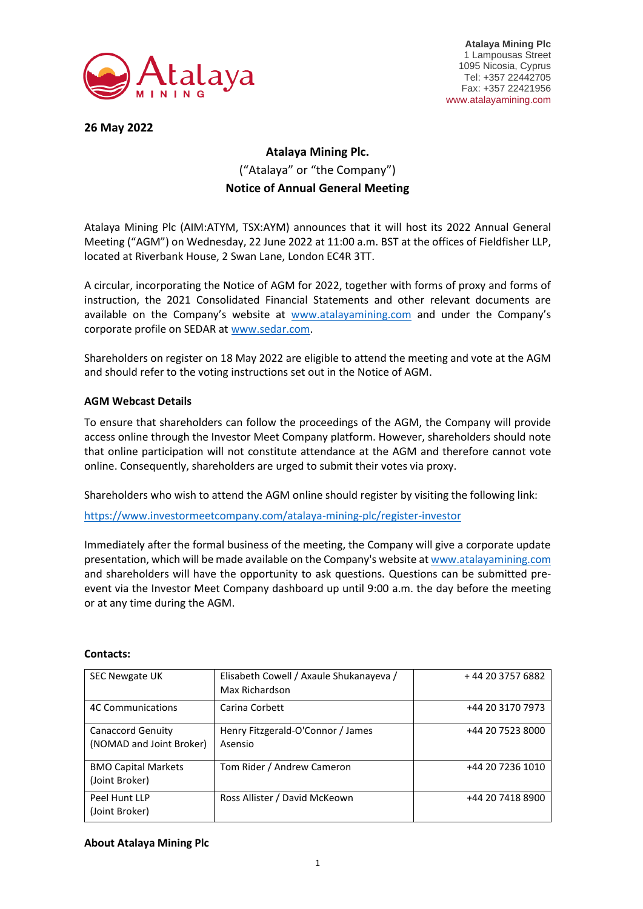Atalaya Mining Plc
1 Lampousas Street
1095 Nicosia, Cyprus
Tel: +357 22442705
Fax: +357 22421956
www.atalayamining.com

**26 May 2022**

**Atalaya Mining Plc.**

("Atalaya" or "the Company")

**Notice of Annual General Meeting**

Atalaya Mining Plc (AIM:ATYM, TSX:AYM) announces that it will host its 2022 Annual General Meeting ("AGM") on Wednesday, 22 June 2022 at 11:00 a.m. BST at the offices of Fieldfisher LLP, located at Riverbank House, 2 Swan Lane, London EC4R 3TT.

A circular, incorporating the Notice of AGM for 2022, together with forms of proxy and forms of instruction, the 2021 Consolidated Financial Statements and other relevant documents are available on the Company's website at www.atalayamining.com and under the Company's corporate profile on SEDAR at www.sedar.com.

Shareholders on register on 18 May 2022 are eligible to attend the meeting and vote at the AGM and should refer to the voting instructions set out in the Notice of AGM.

**AGM Webcast Details**

To ensure that shareholders can follow the proceedings of the AGM, the Company will provide access online through the Investor Meet Company platform. However, shareholders should note that online participation will not constitute attendance at the AGM and therefore cannot vote online. Consequently, shareholders are urged to submit their votes via proxy.

Shareholders who wish to attend the AGM online should register by visiting the following link:

https://www.investormeetcompany.com/atalaya-mining-plc/register-investor

Immediately after the formal business of the meeting, the Company will give a corporate update presentation, which will be made available on the Company's website at www.atalayamining.com and shareholders will have the opportunity to ask questions. Questions can be submitted pre-event via the Investor Meet Company dashboard up until 9:00 a.m. the day before the meeting or at any time during the AGM.

**Contacts:**

| | | |
|---|---|---|
| SEC Newgate UK | Elisabeth Cowell / Axaule Shukanayeva / Max Richardson | + 44 20 3757 6882 |
| 4C Communications | Carina Corbett | +44 20 3170 7973 |
| Canaccord Genuity (NOMAD and Joint Broker) | Henry Fitzgerald-O'Connor / James Asensio | +44 20 7523 8000 |
| BMO Capital Markets (Joint Broker) | Tom Rider / Andrew Cameron | +44 20 7236 1010 |
| Peel Hunt LLP (Joint Broker) | Ross Allister / David McKeown | +44 20 7418 8900 |

**About Atalaya Mining Plc**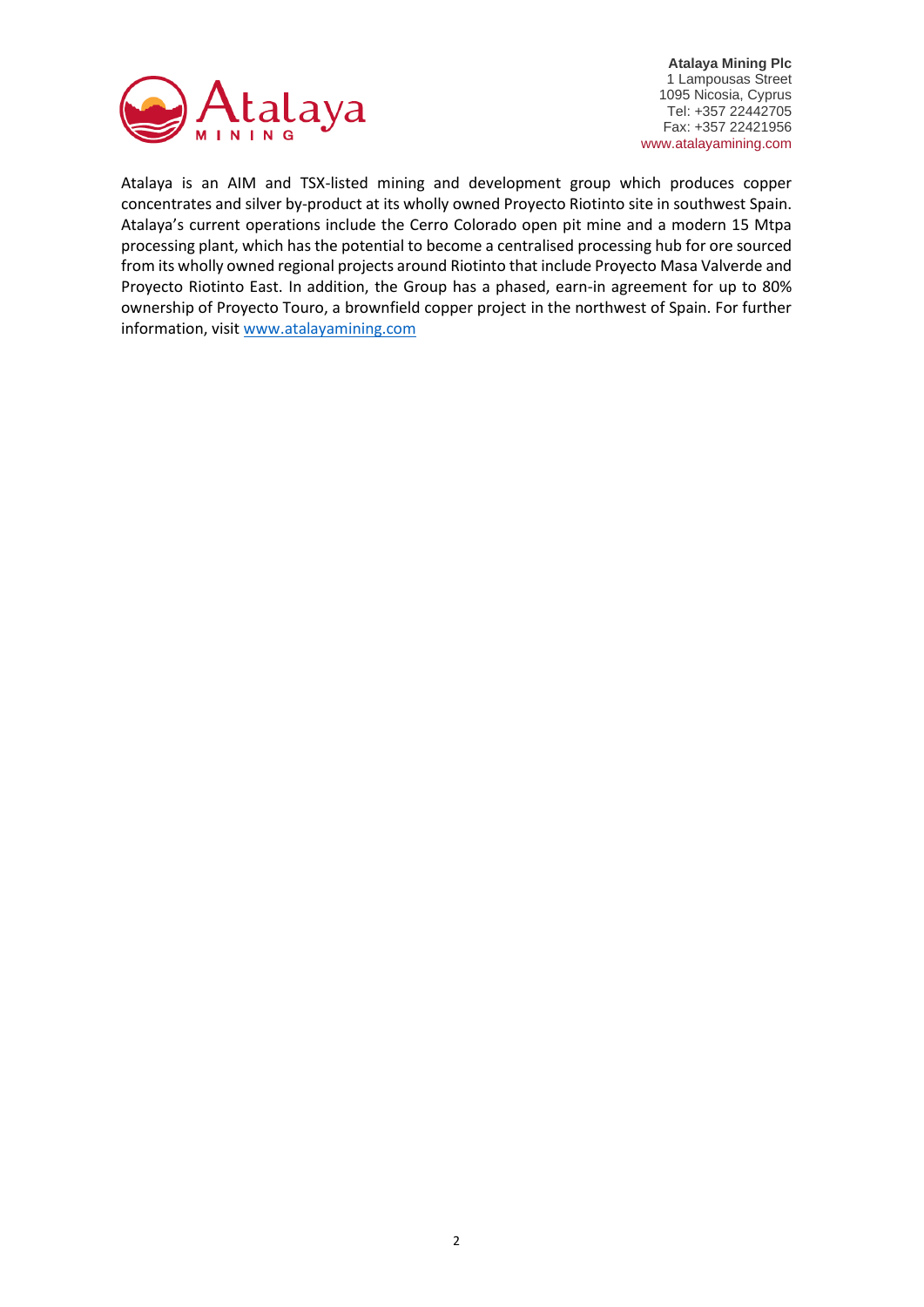**Atalaya Mining Plc**
1 Lampousas Street
1095 Nicosia, Cyprus
Tel: +357 22442705
Fax: +357 22421956
www.atalayamining.com

Atalaya is an AIM and TSX-listed mining and development group which produces copper concentrates and silver by-product at its wholly owned Proyecto Riotinto site in southwest Spain. Atalaya's current operations include the Cerro Colorado open pit mine and a modern 15 Mtpa processing plant, which has the potential to become a centralised processing hub for ore sourced from its wholly owned regional projects around Riotinto that include Proyecto Masa Valverde and Proyecto Riotinto East. In addition, the Group has a phased, earn-in agreement for up to 80% ownership of Proyecto Touro, a brownfield copper project in the northwest of Spain. For further information, visit www.atalayamining.com